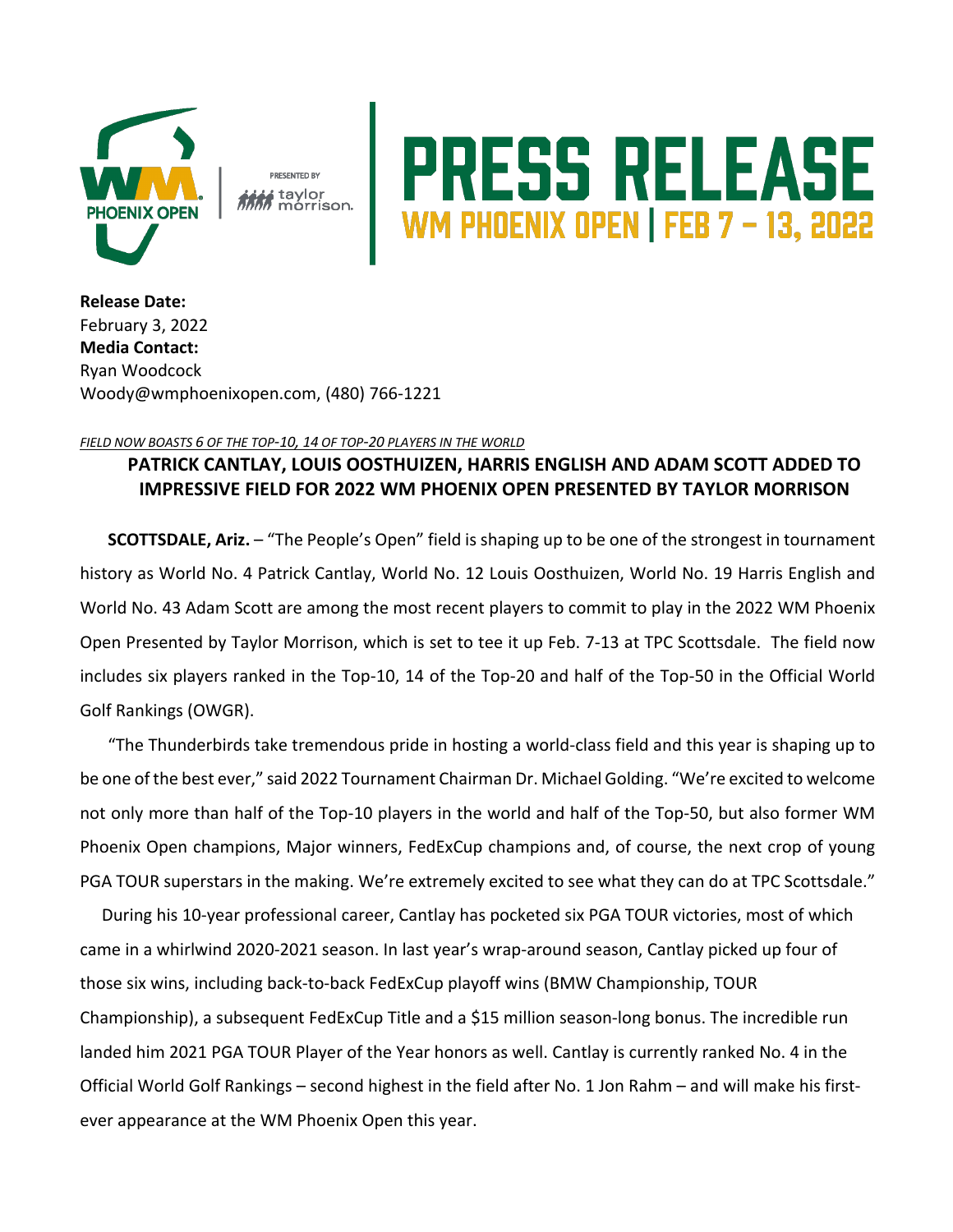# PRESS RELEASE

## WM PHOENIX OPEN | FEB 7 – 13, 2022

**Release Date:**
February 3, 2022
**Media Contact:**
Ryan Woodcock
Woody@wmphoenixopen.com, (480) 766-1221

*FIELD NOW BOASTS 6 OF THE TOP-10, 14 OF TOP-20 PLAYERS IN THE WORLD*

## PATRICK CANTLAY, LOUIS OOSTHUIZEN, HARRIS ENGLISH AND ADAM SCOTT ADDED TO IMPRESSIVE FIELD FOR 2022 WM PHOENIX OPEN PRESENTED BY TAYLOR MORRISON

**SCOTTSDALE, Ariz.** – "The People's Open" field is shaping up to be one of the strongest in tournament history as World No. 4 Patrick Cantlay, World No. 12 Louis Oosthuizen, World No. 19 Harris English and World No. 43 Adam Scott are among the most recent players to commit to play in the 2022 WM Phoenix Open Presented by Taylor Morrison, which is set to tee it up Feb. 7-13 at TPC Scottsdale. The field now includes six players ranked in the Top-10, 14 of the Top-20 and half of the Top-50 in the Official World Golf Rankings (OWGR).

"The Thunderbirds take tremendous pride in hosting a world-class field and this year is shaping up to be one of the best ever," said 2022 Tournament Chairman Dr. Michael Golding. "We're excited to welcome not only more than half of the Top-10 players in the world and half of the Top-50, but also former WM Phoenix Open champions, Major winners, FedExCup champions and, of course, the next crop of young PGA TOUR superstars in the making. We're extremely excited to see what they can do at TPC Scottsdale."

During his 10-year professional career, Cantlay has pocketed six PGA TOUR victories, most of which came in a whirlwind 2020-2021 season. In last year's wrap-around season, Cantlay picked up four of those six wins, including back-to-back FedExCup playoff wins (BMW Championship, TOUR Championship), a subsequent FedExCup Title and a $15 million season-long bonus. The incredible run landed him 2021 PGA TOUR Player of the Year honors as well. Cantlay is currently ranked No. 4 in the Official World Golf Rankings – second highest in the field after No. 1 Jon Rahm – and will make his first-ever appearance at the WM Phoenix Open this year.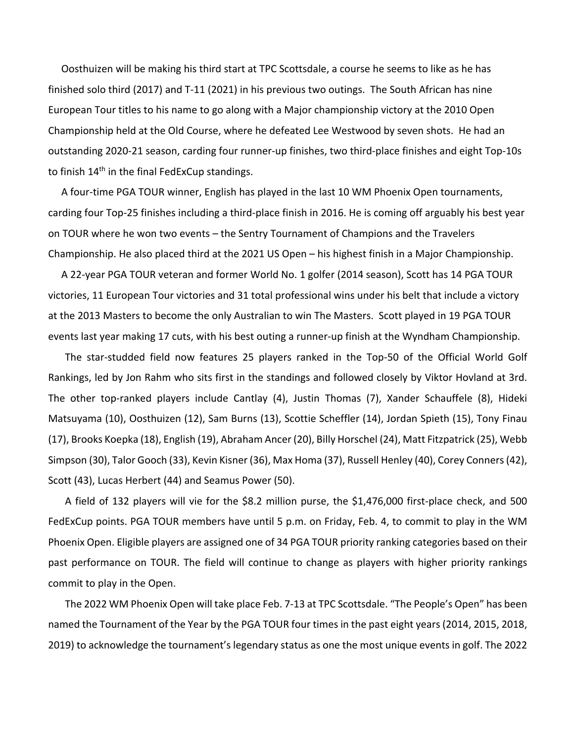Oosthuizen will be making his third start at TPC Scottsdale, a course he seems to like as he has finished solo third (2017) and T-11 (2021) in his previous two outings.  The South African has nine European Tour titles to his name to go along with a Major championship victory at the 2010 Open Championship held at the Old Course, where he defeated Lee Westwood by seven shots.  He had an outstanding 2020-21 season, carding four runner-up finishes, two third-place finishes and eight Top-10s to finish 14th in the final FedExCup standings.

A four-time PGA TOUR winner, English has played in the last 10 WM Phoenix Open tournaments, carding four Top-25 finishes including a third-place finish in 2016. He is coming off arguably his best year on TOUR where he won two events – the Sentry Tournament of Champions and the Travelers Championship. He also placed third at the 2021 US Open – his highest finish in a Major Championship.

A 22-year PGA TOUR veteran and former World No. 1 golfer (2014 season), Scott has 14 PGA TOUR victories, 11 European Tour victories and 31 total professional wins under his belt that include a victory at the 2013 Masters to become the only Australian to win The Masters.  Scott played in 19 PGA TOUR events last year making 17 cuts, with his best outing a runner-up finish at the Wyndham Championship.

The star-studded field now features 25 players ranked in the Top-50 of the Official World Golf Rankings, led by Jon Rahm who sits first in the standings and followed closely by Viktor Hovland at 3rd. The other top-ranked players include Cantlay (4), Justin Thomas (7), Xander Schauffele (8), Hideki Matsuyama (10), Oosthuizen (12), Sam Burns (13), Scottie Scheffler (14), Jordan Spieth (15), Tony Finau (17), Brooks Koepka (18), English (19), Abraham Ancer (20), Billy Horschel (24), Matt Fitzpatrick (25), Webb Simpson (30), Talor Gooch (33), Kevin Kisner (36), Max Homa (37), Russell Henley (40), Corey Conners (42), Scott (43), Lucas Herbert (44) and Seamus Power (50).

A field of 132 players will vie for the $8.2 million purse, the $1,476,000 first-place check, and 500 FedExCup points. PGA TOUR members have until 5 p.m. on Friday, Feb. 4, to commit to play in the WM Phoenix Open. Eligible players are assigned one of 34 PGA TOUR priority ranking categories based on their past performance on TOUR. The field will continue to change as players with higher priority rankings commit to play in the Open.

The 2022 WM Phoenix Open will take place Feb. 7-13 at TPC Scottsdale. "The People's Open" has been named the Tournament of the Year by the PGA TOUR four times in the past eight years (2014, 2015, 2018, 2019) to acknowledge the tournament's legendary status as one the most unique events in golf. The 2022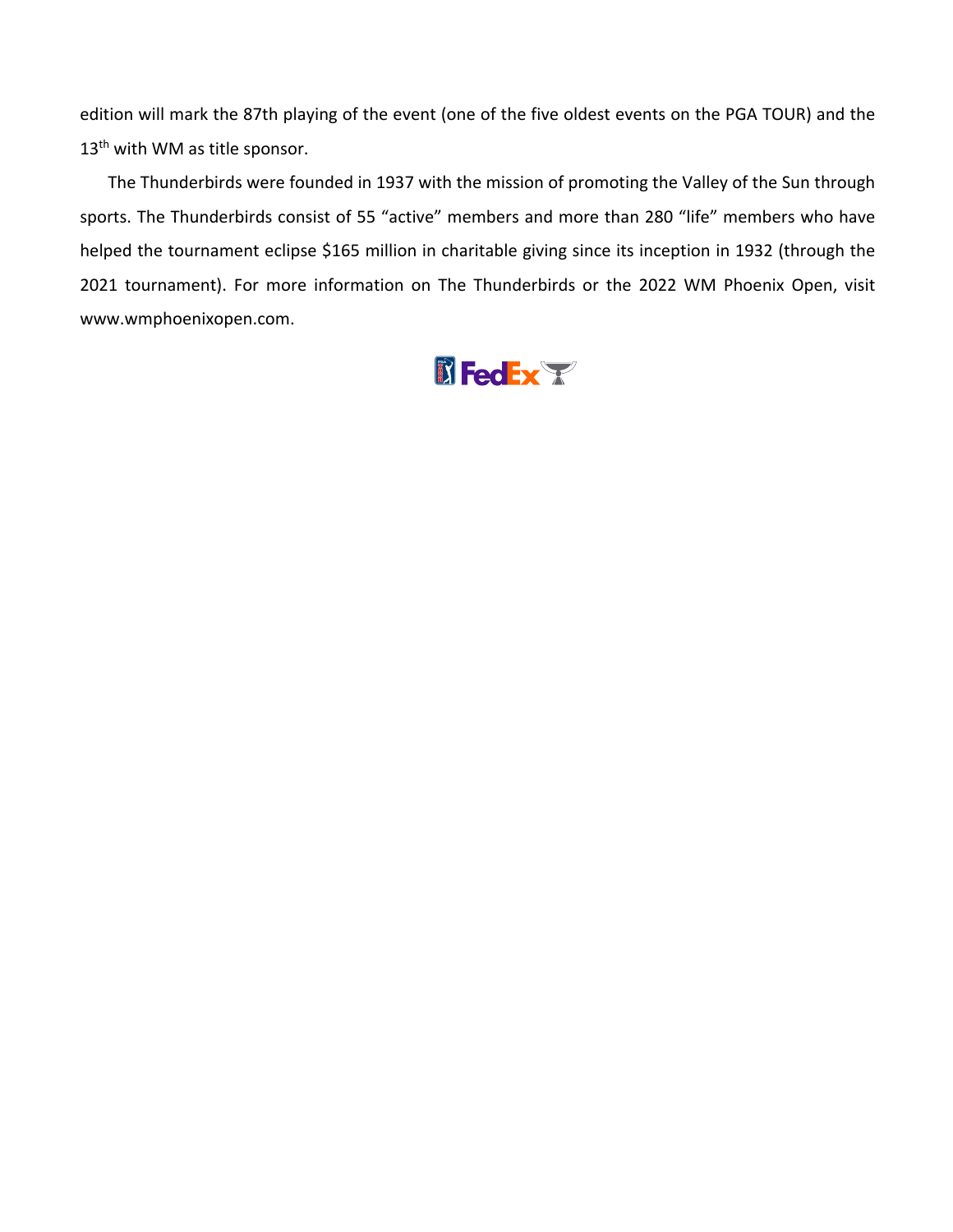edition will mark the 87th playing of the event (one of the five oldest events on the PGA TOUR) and the 13th with WM as title sponsor.

The Thunderbirds were founded in 1937 with the mission of promoting the Valley of the Sun through sports. The Thunderbirds consist of 55 "active" members and more than 280 "life" members who have helped the tournament eclipse $165 million in charitable giving since its inception in 1932 (through the 2021 tournament). For more information on The Thunderbirds or the 2022 WM Phoenix Open, visit www.wmphoenixopen.com.